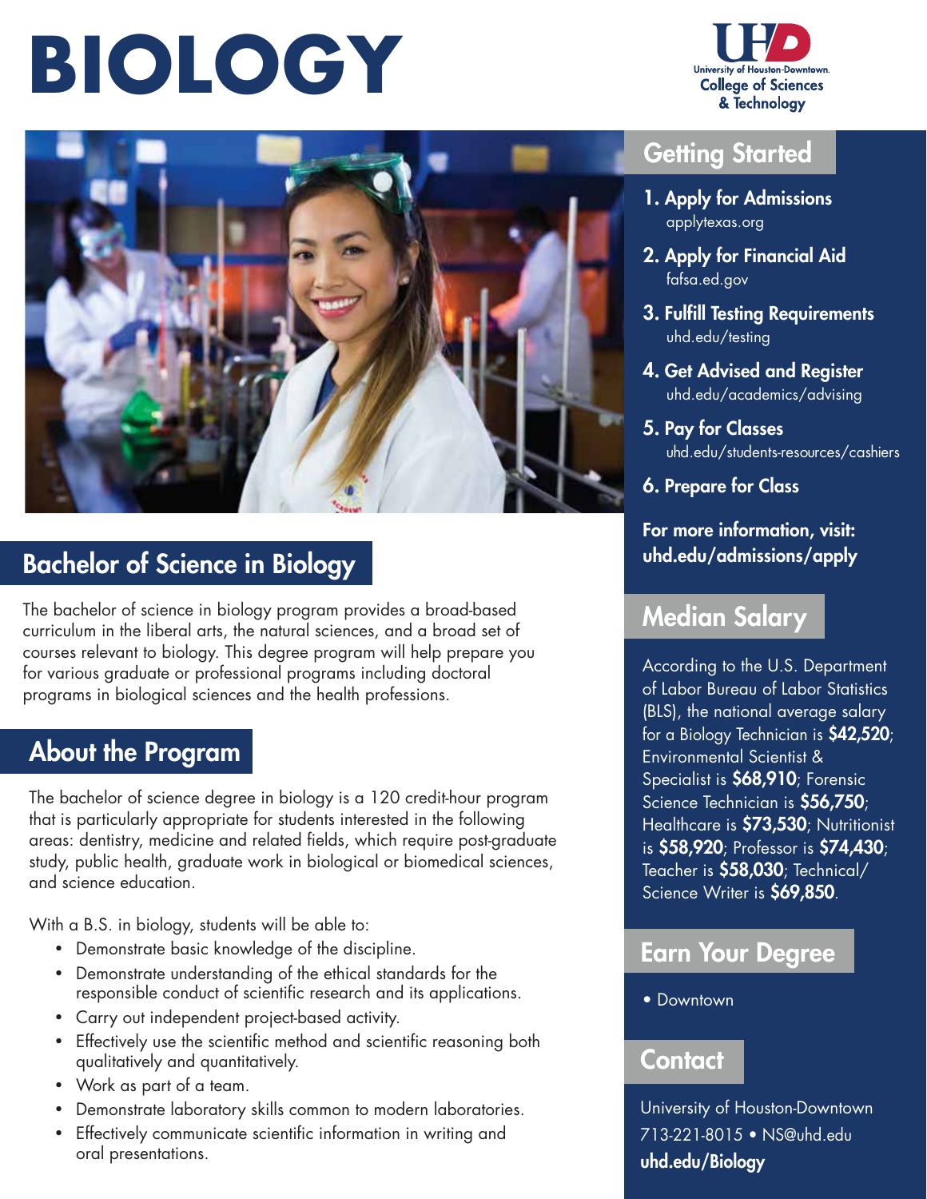# BIOLOGY

University of Houston-Downtown
College of Sciences & Technology

## Bachelor of Science in Biology

The bachelor of science in biology program provides a broad-based curriculum in the liberal arts, the natural sciences, and a broad set of courses relevant to biology. This degree program will help prepare you for various graduate or professional programs including doctoral programs in biological sciences and the health professions.

## About the Program

The bachelor of science degree in biology is a 120 credit-hour program that is particularly appropriate for students interested in the following areas: dentistry, medicine and related fields, which require post-graduate study, public health, graduate work in biological or biomedical sciences, and science education.

With a B.S. in biology, students will be able to:

- Demonstrate basic knowledge of the discipline.
- Demonstrate understanding of the ethical standards for the responsible conduct of scientific research and its applications.
- Carry out independent project-based activity.
- Effectively use the scientific method and scientific reasoning both qualitatively and quantitatively.
- Work as part of a team.
- Demonstrate laboratory skills common to modern laboratories.
- Effectively communicate scientific information in writing and oral presentations.

## Getting Started

1. **Apply for Admissions**
   applytexas.org
2. **Apply for Financial Aid**
   fafsa.ed.gov
3. **Fulfill Testing Requirements**
   uhd.edu/testing
4. **Get Advised and Register**
   uhd.edu/academics/advising
5. **Pay for Classes**
   uhd.edu/students-resources/cashiers
6. **Prepare for Class**

**For more information, visit: uhd.edu/admissions/apply**

## Median Salary

According to the U.S. Department of Labor Bureau of Labor Statistics (BLS), the national average salary for a Biology Technician is **$42,520**; Environmental Scientist & Specialist is **$68,910**; Forensic Science Technician is **$56,750**; Healthcare is **$73,530**; Nutritionist is **$58,920**; Professor is **$74,430**; Teacher is **$58,030**; Technical/ Science Writer is **$69,850**.

## Earn Your Degree

- Downtown

## Contact

University of Houston-Downtown
713-221-8015 • NS@uhd.edu
**uhd.edu/Biology**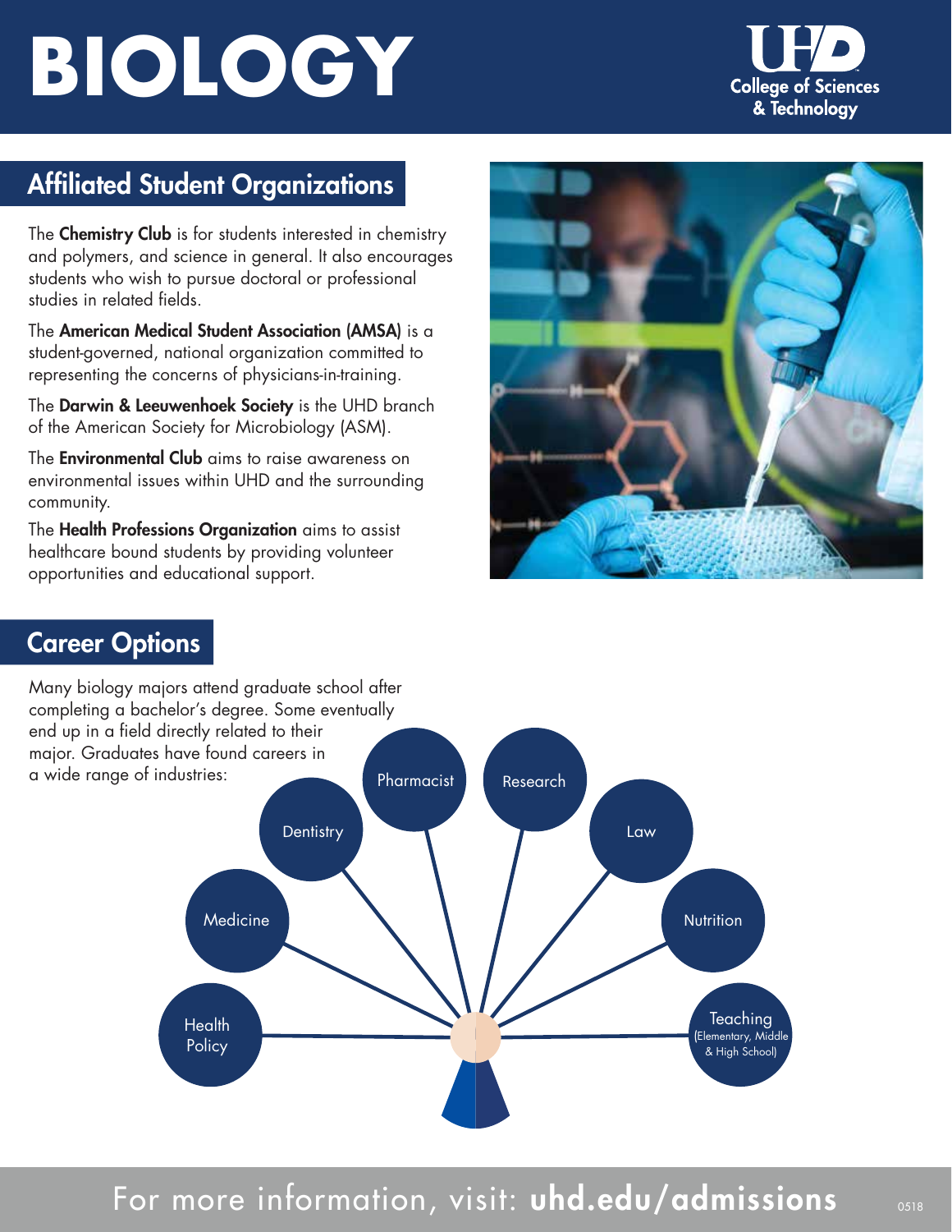# BIOLOGY

UHD College of Sciences & Technology

## Affiliated Student Organizations

The **Chemistry Club** is for students interested in chemistry and polymers, and science in general. It also encourages students who wish to pursue doctoral or professional studies in related fields.

The **American Medical Student Association (AMSA)** is a student-governed, national organization committed to representing the concerns of physicians-in-training.

The **Darwin & Leeuwenhoek Society** is the UHD branch of the American Society for Microbiology (ASM).

The **Environmental Club** aims to raise awareness on environmental issues within UHD and the surrounding community.

The **Health Professions Organization** aims to assist healthcare bound students by providing volunteer opportunities and educational support.

## Career Options

Many biology majors attend graduate school after completing a bachelor's degree. Some eventually end up in a field directly related to their major. Graduates have found careers in a wide range of industries:

Health Policy
Medicine
Dentistry
Pharmacist
Research
Law
Nutrition
Teaching (Elementary, Middle & High School)

For more information, visit: **uhd.edu/admissions**

0518